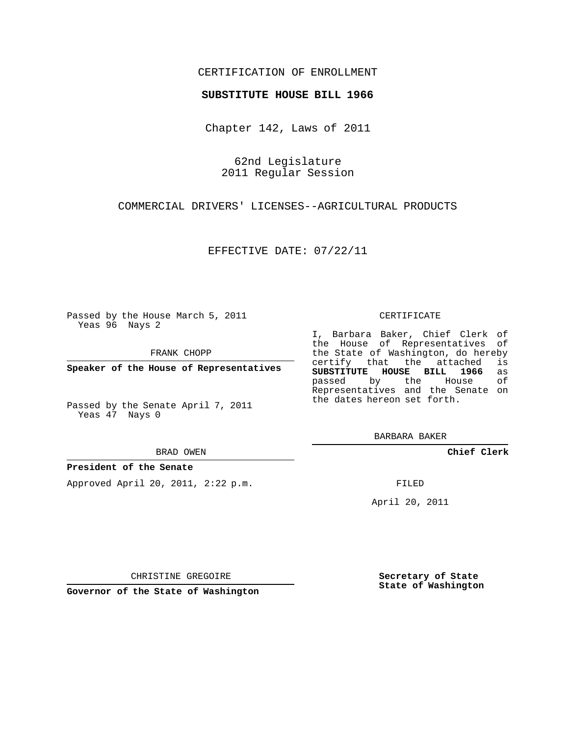CERTIFICATION OF ENROLLMENT

**SUBSTITUTE HOUSE BILL 1966**

Chapter 142, Laws of 2011

62nd Legislature
2011 Regular Session

COMMERCIAL DRIVERS' LICENSES--AGRICULTURAL PRODUCTS

EFFECTIVE DATE: 07/22/11

Passed by the House March 5, 2011
Yeas 96 Nays 2

FRANK CHOPP

**Speaker of the House of Representatives**

Passed by the Senate April 7, 2011
Yeas 47 Nays 0

BRAD OWEN

**President of the Senate**

Approved April 20, 2011, 2:22 p.m.

CHRISTINE GREGOIRE

**Governor of the State of Washington**

CERTIFICATE

I, Barbara Baker, Chief Clerk of the House of Representatives of the State of Washington, do hereby certify that the attached is **SUBSTITUTE HOUSE BILL 1966** as passed by the House of Representatives and the Senate on the dates hereon set forth.

BARBARA BAKER

**Chief Clerk**

FILED

April 20, 2011

**Secretary of State**
**State of Washington**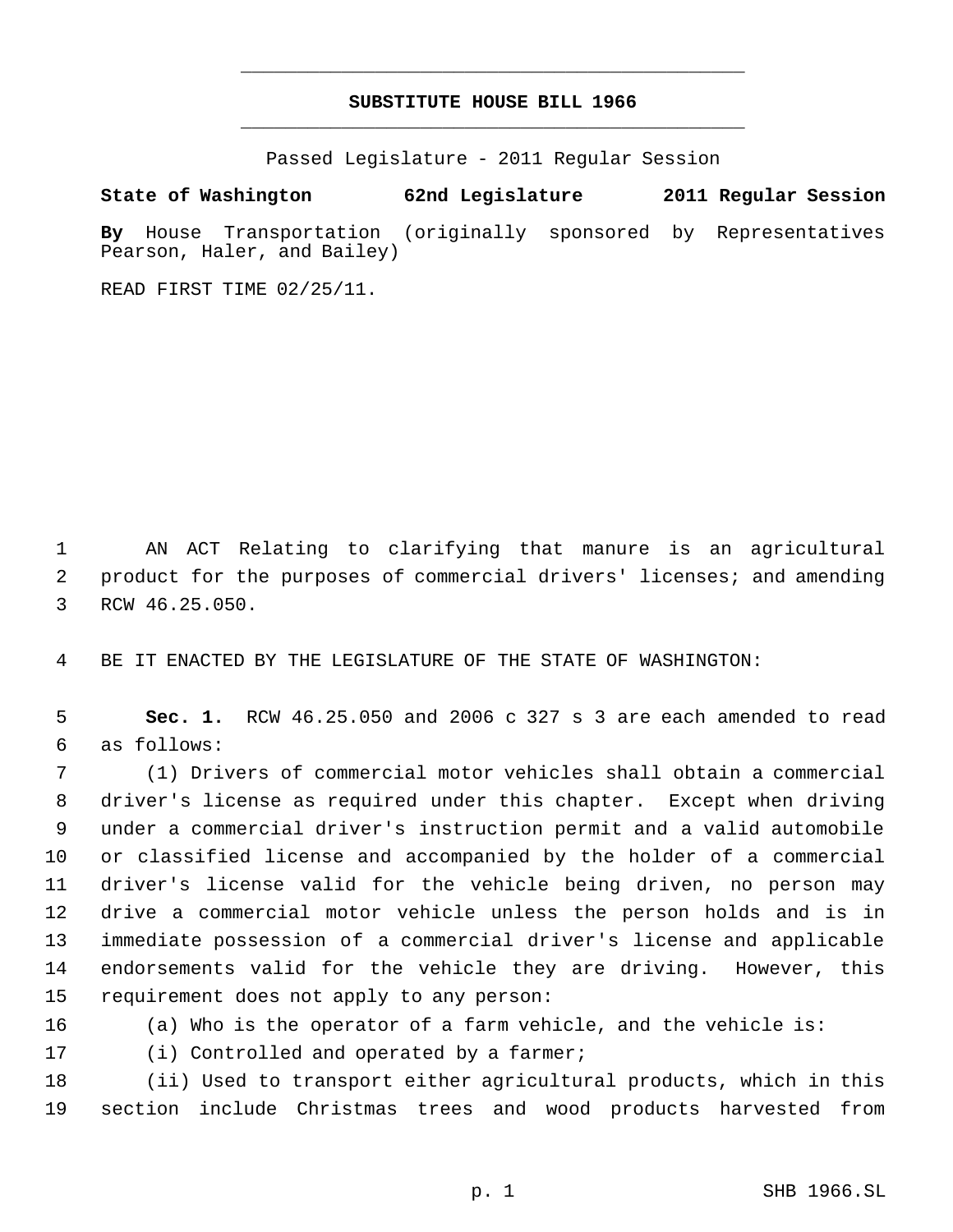# SUBSTITUTE HOUSE BILL 1966

Passed Legislature - 2011 Regular Session

**State of Washington 62nd Legislature 2011 Regular Session**

**By** House Transportation (originally sponsored by Representatives Pearson, Haler, and Bailey)

READ FIRST TIME 02/25/11.

AN ACT Relating to clarifying that manure is an agricultural product for the purposes of commercial drivers' licenses; and amending RCW 46.25.050.

BE IT ENACTED BY THE LEGISLATURE OF THE STATE OF WASHINGTON:

**Sec. 1.** RCW 46.25.050 and 2006 c 327 s 3 are each amended to read as follows:

(1) Drivers of commercial motor vehicles shall obtain a commercial driver's license as required under this chapter. Except when driving under a commercial driver's instruction permit and a valid automobile or classified license and accompanied by the holder of a commercial driver's license valid for the vehicle being driven, no person may drive a commercial motor vehicle unless the person holds and is in immediate possession of a commercial driver's license and applicable endorsements valid for the vehicle they are driving. However, this requirement does not apply to any person:

(a) Who is the operator of a farm vehicle, and the vehicle is:

(i) Controlled and operated by a farmer;

(ii) Used to transport either agricultural products, which in this section include Christmas trees and wood products harvested from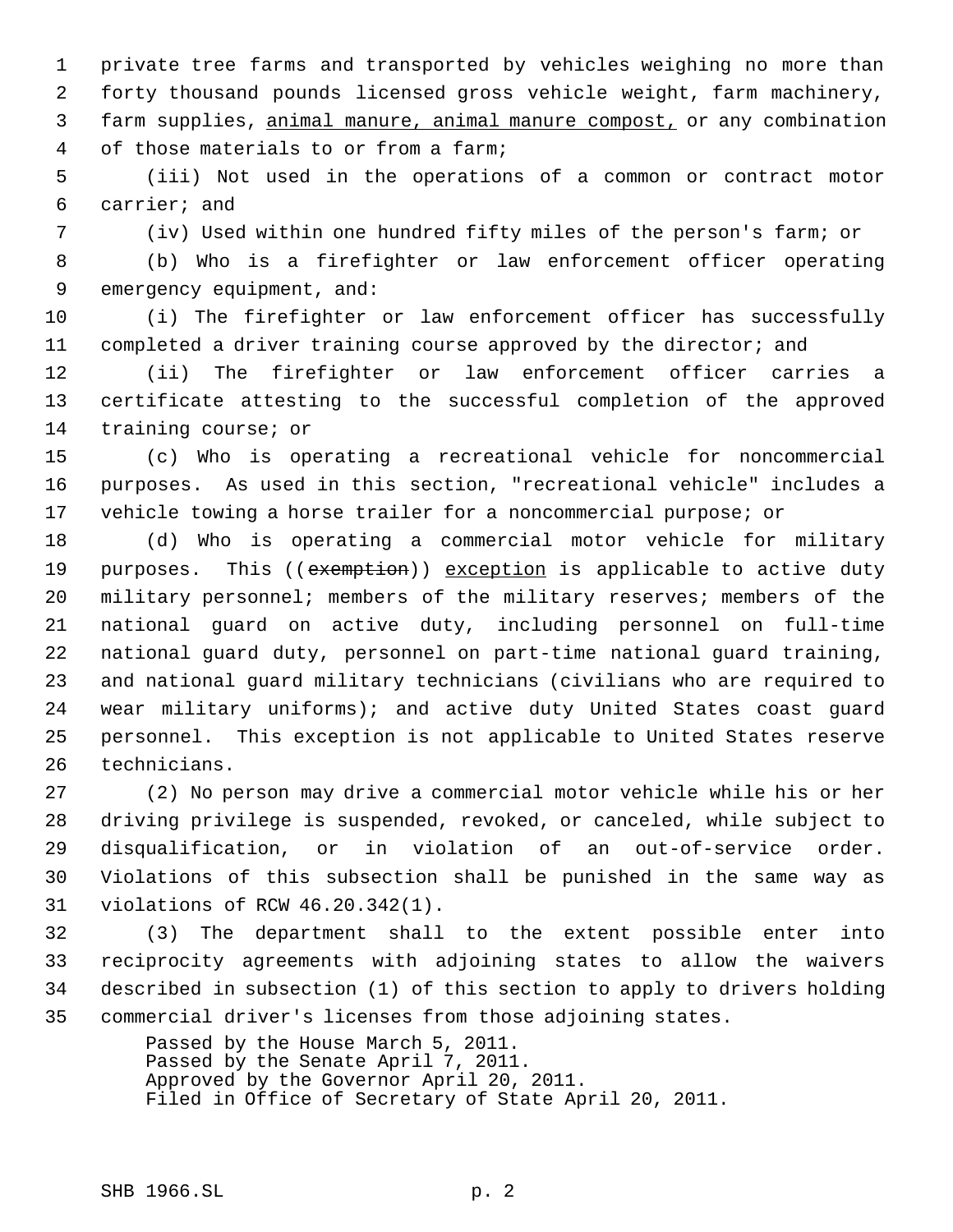private tree farms and transported by vehicles weighing no more than forty thousand pounds licensed gross vehicle weight, farm machinery, farm supplies, animal manure, animal manure compost, or any combination of those materials to or from a farm;

(iii) Not used in the operations of a common or contract motor carrier; and

(iv) Used within one hundred fifty miles of the person's farm; or

(b) Who is a firefighter or law enforcement officer operating emergency equipment, and:

(i) The firefighter or law enforcement officer has successfully completed a driver training course approved by the director; and

(ii) The firefighter or law enforcement officer carries a certificate attesting to the successful completion of the approved training course; or

(c) Who is operating a recreational vehicle for noncommercial purposes. As used in this section, "recreational vehicle" includes a vehicle towing a horse trailer for a noncommercial purpose; or

(d) Who is operating a commercial motor vehicle for military purposes. This ((~~exemption~~)) exception is applicable to active duty military personnel; members of the military reserves; members of the national guard on active duty, including personnel on full-time national guard duty, personnel on part-time national guard training, and national guard military technicians (civilians who are required to wear military uniforms); and active duty United States coast guard personnel. This exception is not applicable to United States reserve technicians.

(2) No person may drive a commercial motor vehicle while his or her driving privilege is suspended, revoked, or canceled, while subject to disqualification, or in violation of an out-of-service order. Violations of this subsection shall be punished in the same way as violations of RCW 46.20.342(1).

(3) The department shall to the extent possible enter into reciprocity agreements with adjoining states to allow the waivers described in subsection (1) of this section to apply to drivers holding commercial driver's licenses from those adjoining states.

Passed by the House March 5, 2011.
Passed by the Senate April 7, 2011.
Approved by the Governor April 20, 2011.
Filed in Office of Secretary of State April 20, 2011.